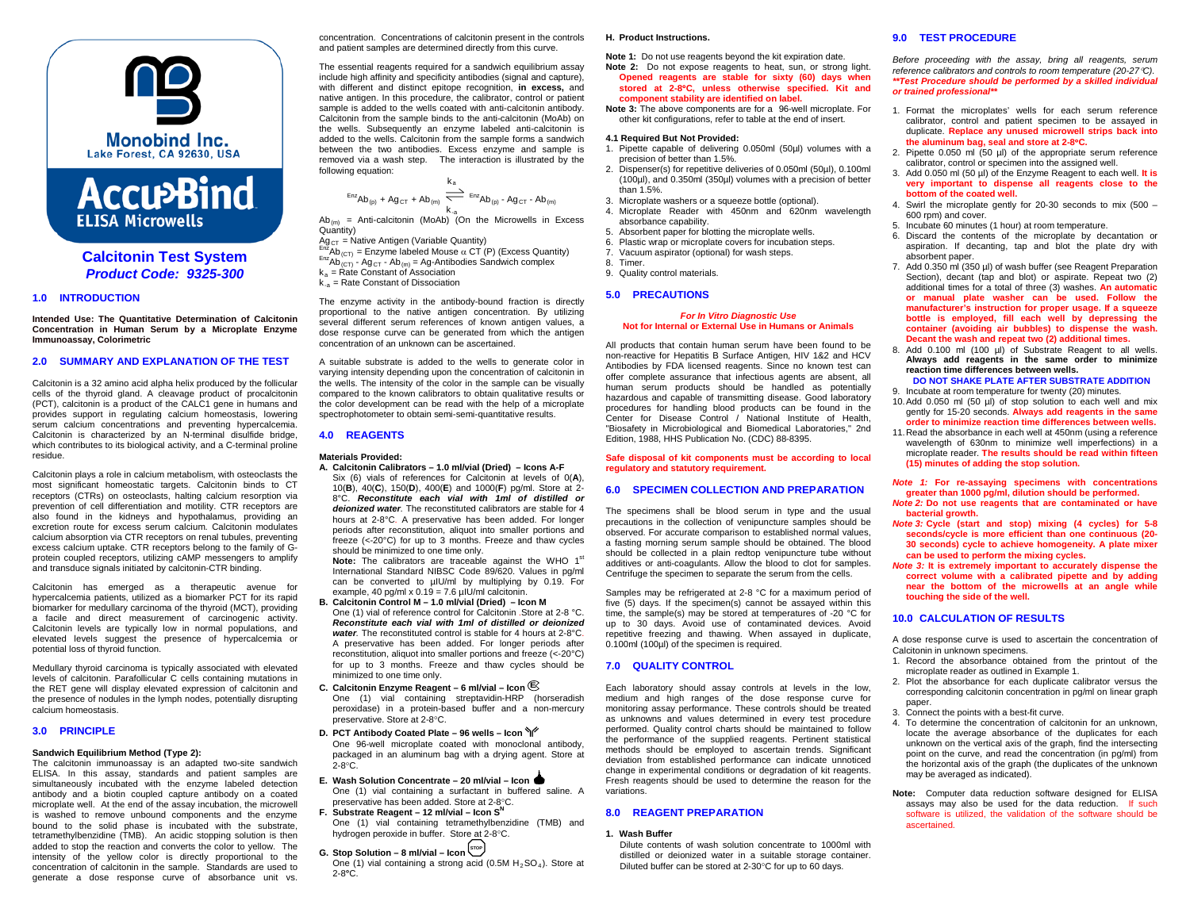Monobind Inc.
Lake Forest, CA 92630, USA

AccuBind
ELISA Microwells

# Calcitonin Test System
***Product Code: 9325-300***

## 1.0 INTRODUCTION

**Intended Use: The Quantitative Determination of Calcitonin Concentration in Human Serum by a Microplate Enzyme Immunoassay, Colorimetric**

## 2.0 SUMMARY AND EXPLANATION OF THE TEST

Calcitonin is a 32 amino acid alpha helix produced by the follicular cells of the thyroid gland. A cleavage product of procalcitonin (PCT), calcitonin is a product of the CALC1 gene in humans and provides support in regulating calcium homeostasis, lowering serum calcium concentrations and preventing hypercalcemia. Calcitonin is characterized by an N-terminal disulfide bridge, which contributes to its biological activity, and a C-terminal proline residue.

Calcitonin plays a role in calcium metabolism, with osteoclasts the most significant homeostatic targets. Calcitonin binds to CT receptors (CTRs) on osteoclasts, halting calcium resorption via prevention of cell differentiation and motility. CTR receptors are also found in the kidneys and hypothalamus, providing an excretion route for excess serum calcium. Calcitonin modulates calcium absorption via CTR receptors on renal tubules, preventing excess calcium uptake. CTR receptors belong to the family of G-protein coupled receptors, utilizing cAMP messengers to amplify and transduce signals initiated by calcitonin-CTR binding.

Calcitonin has emerged as a therapeutic avenue for hypercalcemia patients, utilized as a biomarker PCT for its rapid biomarker for medullary carcinoma of the thyroid (MCT), providing a facile and direct measurement of carcinogenic activity. Calcitonin levels are typically low in normal populations, and elevated levels suggest the presence of hypercalcemia or potential loss of thyroid function.

Medullary thyroid carcinoma is typically associated with elevated levels of calcitonin. Parafollicular C cells containing mutations in the RET gene will display elevated expression of calcitonin and the presence of nodules in the lymph nodes, potentially disrupting calcium homeostasis.

## 3.0 PRINCIPLE

**Sandwich Equilibrium Method (Type 2):**

The calcitonin immunoassay is an adapted two-site sandwich ELISA. In this assay, standards and patient samples are simultaneously incubated with the enzyme labeled detection antibody and a biotin coupled capture antibody on a coated microplate well. At the end of the assay incubation, the microwell is washed to remove unbound components and the enzyme bound to the solid phase is incubated with the substrate, tetramethylbenzidine (TMB). An acidic stopping solution is then added to stop the reaction and converts the color to yellow. The intensity of the yellow color is directly proportional to the concentration of calcitonin in the sample. Standards are used to generate a dose response curve of absorbance unit vs. concentration. Concentrations of calcitonin present in the controls and patient samples are determined directly from this curve.

The essential reagents required for a sandwich equilibrium assay include high affinity and specificity antibodies (signal and capture), with different and distinct epitope recognition, **in excess,** and native antigen. In this procedure, the calibrator, control or patient sample is added to the wells coated with anti-calcitonin antibody. Calcitonin from the sample binds to the anti-calcitonin (MoAb) on the wells. Subsequently an enzyme labeled anti-calcitonin is added to the wells. Calcitonin from the sample forms a sandwich between the two antibodies. Excess enzyme and sample is removed via a wash step. The interaction is illustrated by the following equation:

$$^{Enz}Ab_{(p)} + Ag_{CT} + Ab_{(m)} \underset{k_{-a}}{\overset{k_a}{\rightleftharpoons}} {}^{Enz}Ab_{(p)} - Ag_{CT} - Ab_{(m)}$$

$Ab_{(m)}$ = Anti-calcitonin (MoAb) (On the Microwells in Excess Quantity)
$Ag_{CT}$ = Native Antigen (Variable Quantity)
$^{Enz}Ab_{(CT)}$ = Enzyme labeled Mouse $\alpha$ CT (P) (Excess Quantity)
$^{Enz}Ab_{(CT)} - Ag_{CT} - Ab_{(m)}$ = Ag-Antibodies Sandwich complex
$k_a$ = Rate Constant of Association
$k_{-a}$ = Rate Constant of Dissociation

The enzyme activity in the antibody-bound fraction is directly proportional to the native antigen concentration. By utilizing several different serum references of known antigen values, a dose response curve can be generated from which the antigen concentration of an unknown can be ascertained.

A suitable substrate is added to the wells to generate color in varying intensity depending upon the concentration of calcitonin in the wells. The intensity of the color in the sample can be visually compared to the known calibrators to obtain qualitative results or the color development can be read with the help of a microplate spectrophotometer to obtain semi-semi-quantitative results.

## 4.0 REAGENTS

**Materials Provided:**

**A. Calcitonin Calibrators – 1.0 ml/vial (Dried) – Icons A-F**
Six (6) vials of references for Calcitonin at levels of 0(**A**), 10(**B**), 40(**C**), 150(**D**), 400(**E**) and 1000(**F**) pg/ml. Store at 2-8°C. ***Reconstitute each vial with 1ml of distilled or deionized water***. The reconstituted calibrators are stable for 4 hours at 2-8°C. A preservative has been added. For longer periods after reconstitution, aliquot into smaller portions and freeze (<-20°C) for up to 3 months. Freeze and thaw cycles should be minimized to one time only.
**Note:** The calibrators are traceable against the WHO 1st International Standard NIBSC Code 89/620. Values in pg/ml can be converted to µIU/ml by multiplying by 0.19. For example, 40 pg/ml x 0.19 = 7.6 µIU/ml calcitonin.

**B. Calcitonin Control M – 1.0 ml/vial (Dried) – Icon M**
One (1) vial of reference control for Calcitonin .Store at 2-8 °C. ***Reconstitute each vial with 1ml of distilled or deionized water***. The reconstituted control is stable for 4 hours at 2-8°C. A preservative has been added. For longer periods after reconstitution, aliquot into smaller portions and freeze (<-20°C) for up to 3 months. Freeze and thaw cycles should be minimized to one time only.

**C. Calcitonin Enzyme Reagent – 6 ml/vial – Icon E**
One (1) vial containing streptavidin-HRP (horseradish peroxidase) in a protein-based buffer and a non-mercury preservative. Store at 2-8°C.

**D. PCT Antibody Coated Plate – 96 wells – Icon**
One 96-well microplate coated with monoclonal antibody, packaged in an aluminum bag with a drying agent. Store at 2-8°C.

**E. Wash Solution Concentrate – 20 ml/vial – Icon**
One (1) vial containing a surfactant in buffered saline. A preservative has been added. Store at 2-8°C.

**F. Substrate Reagent – 12 ml/vial – Icon $S^N$**
One (1) vial containing tetramethylbenzidine (TMB) and hydrogen peroxide in buffer. Store at 2-8°C.

**G. Stop Solution – 8 ml/vial – Icon STOP**
One (1) vial containing a strong acid (0.5M $H_2SO_4$). Store at 2-8°C.

**H. Product Instructions.**

**Note 1:** Do not use reagents beyond the kit expiration date.
**Note 2:** Do not expose reagents to heat, sun, or strong light. **Opened reagents are stable for sixty (60) days when stored at 2-8°C, unless otherwise specified. Kit and component stability are identified on label.**
**Note 3:** The above components are for a 96-well microplate. For other kit configurations, refer to table at the end of insert.

### 4.1 Required But Not Provided:

1. Pipette capable of delivering 0.050ml (50µl) volumes with a precision of better than 1.5%.
2. Dispenser(s) for repetitive deliveries of 0.050ml (50µl), 0.100ml (100µl), and 0.350ml (350µl) volumes with a precision of better than 1.5%.
3. Microplate washers or a squeeze bottle (optional).
4. Microplate Reader with 450nm and 620nm wavelength absorbance capability.
5. Absorbent paper for blotting the microplate wells.
6. Plastic wrap or microplate covers for incubation steps.
7. Vacuum aspirator (optional) for wash steps.
8. Timer.
9. Quality control materials.

## 5.0 PRECAUTIONS

***For In Vitro Diagnostic Use***
**Not for Internal or External Use in Humans or Animals**

All products that contain human serum have been found to be non-reactive for Hepatitis B Surface Antigen, HIV 1&2 and HCV Antibodies by FDA licensed reagents. Since no known test can offer complete assurance that infectious agents are absent, all human serum products should be handled as potentially hazardous and capable of transmitting disease. Good laboratory procedures for handling blood products can be found in the Center for Disease Control / National Institute of Health, "Biosafety in Microbiological and Biomedical Laboratories," 2nd Edition, 1988, HHS Publication No. (CDC) 88-8395.

**Safe disposal of kit components must be according to local regulatory and statutory requirement.**

## 6.0 SPECIMEN COLLECTION AND PREPARATION

The specimens shall be blood serum in type and the usual precautions in the collection of venipuncture samples should be observed. For accurate comparison to established normal values, a fasting morning serum sample should be obtained. The blood should be collected in a plain redtop venipuncture tube without additives or anti-coagulants. Allow the blood to clot for samples. Centrifuge the specimen to separate the serum from the cells.

Samples may be refrigerated at 2-8 °C for a maximum period of five (5) days. If the specimen(s) cannot be assayed within this time, the sample(s) may be stored at temperatures of -20 °C for up to 30 days. Avoid use of contaminated devices. Avoid repetitive freezing and thawing. When assayed in duplicate, 0.100ml (100µl) of the specimen is required.

## 7.0 QUALITY CONTROL

Each laboratory should assay controls at levels in the low, medium and high ranges of the dose response curve for monitoring assay performance. These controls should be treated as unknowns and values determined in every test procedure performed. Quality control charts should be maintained to follow the performance of the supplied reagents. Pertinent statistical methods should be employed to ascertain trends. Significant deviation from established performance can indicate unnoticed change in experimental conditions or degradation of kit reagents. Fresh reagents should be used to determine the reason for the variations.

## 8.0 REAGENT PREPARATION

**1. Wash Buffer**
Dilute contents of wash solution concentrate to 1000ml with distilled or deionized water in a suitable storage container. Diluted buffer can be stored at 2-30°C for up to 60 days.

## 9.0 TEST PROCEDURE

*Before proceeding with the assay, bring all reagents, serum reference calibrators and controls to room temperature (20-27°C).*
***\*\*Test Procedure should be performed by a skilled individual or trained professional\*\****

1. Format the microplates' wells for each serum reference calibrator, control and patient specimen to be assayed in duplicate. **Replace any unused microwell strips back into the aluminum bag, seal and store at 2-8°C.**
2. Pipette 0.050 ml (50 µl) of the appropriate serum reference calibrator, control or specimen into the assigned well.
3. Add 0.050 ml (50 µl) of the Enzyme Reagent to each well. **It is very important to dispense all reagents close to the bottom of the coated well.**
4. Swirl the microplate gently for 20-30 seconds to mix (500 – 600 rpm) and cover.
5. Incubate 60 minutes (1 hour) at room temperature.
6. Discard the contents of the microplate by decantation or aspiration. If decanting, tap and blot the plate dry with absorbent paper.
7. Add 0.350 ml (350 µl) of wash buffer (see Reagent Preparation Section), decant (tap and blot) or aspirate. Repeat two (2) additional times for a total of three (3) washes. **An automatic or manual plate washer can be used. Follow the manufacturer's instruction for proper usage. If a squeeze bottle is employed, fill each well by depressing the container (avoiding air bubbles) to dispense the wash. Decant the wash and repeat two (2) additional times.**
8. Add 0.100 ml (100 µl) of Substrate Reagent to all wells. **Always add reagents in the same order to minimize reaction time differences between wells.**
   **DO NOT SHAKE PLATE AFTER SUBSTRATE ADDITION**
9. Incubate at room temperature for twenty (20) minutes.
10. Add 0.050 ml (50 µl) of stop solution to each well and mix gently for 15-20 seconds. **Always add reagents in the same order to minimize reaction time differences between wells.**
11. Read the absorbance in each well at 450nm (using a reference wavelength of 630nm to minimize well imperfections) in a microplate reader. **The results should be read within fifteen (15) minutes of adding the stop solution.**

***Note 1:*** **For re-assaying specimens with concentrations greater than 1000 pg/ml, dilution should be performed.**
***Note 2:*** **Do not use reagents that are contaminated or have bacterial growth.**
***Note 3:*** **Cycle (start and stop) mixing (4 cycles) for 5-8 seconds/cycle is more efficient than one continuous (20-30 seconds) cycle to achieve homogeneity. A plate mixer can be used to perform the mixing cycles.**
***Note 3:*** **It is extremely important to accurately dispense the correct volume with a calibrated pipette and by adding near the bottom of the microwells at an angle while touching the side of the well.**

## 10.0 CALCULATION OF RESULTS

A dose response curve is used to ascertain the concentration of Calcitonin in unknown specimens.

1. Record the absorbance obtained from the printout of the microplate reader as outlined in Example 1.
2. Plot the absorbance for each duplicate calibrator versus the corresponding calcitonin concentration in pg/ml on linear graph paper.
3. Connect the points with a best-fit curve.
4. To determine the concentration of calcitonin for an unknown, locate the average absorbance of the duplicates for each unknown on the vertical axis of the graph, find the intersecting point on the curve, and read the concentration (in pg/ml) from the horizontal axis of the graph (the duplicates of the unknown may be averaged as indicated).

**Note:** Computer data reduction software designed for ELISA assays may also be used for the data reduction. If such software is utilized, the validation of the software should be ascertained.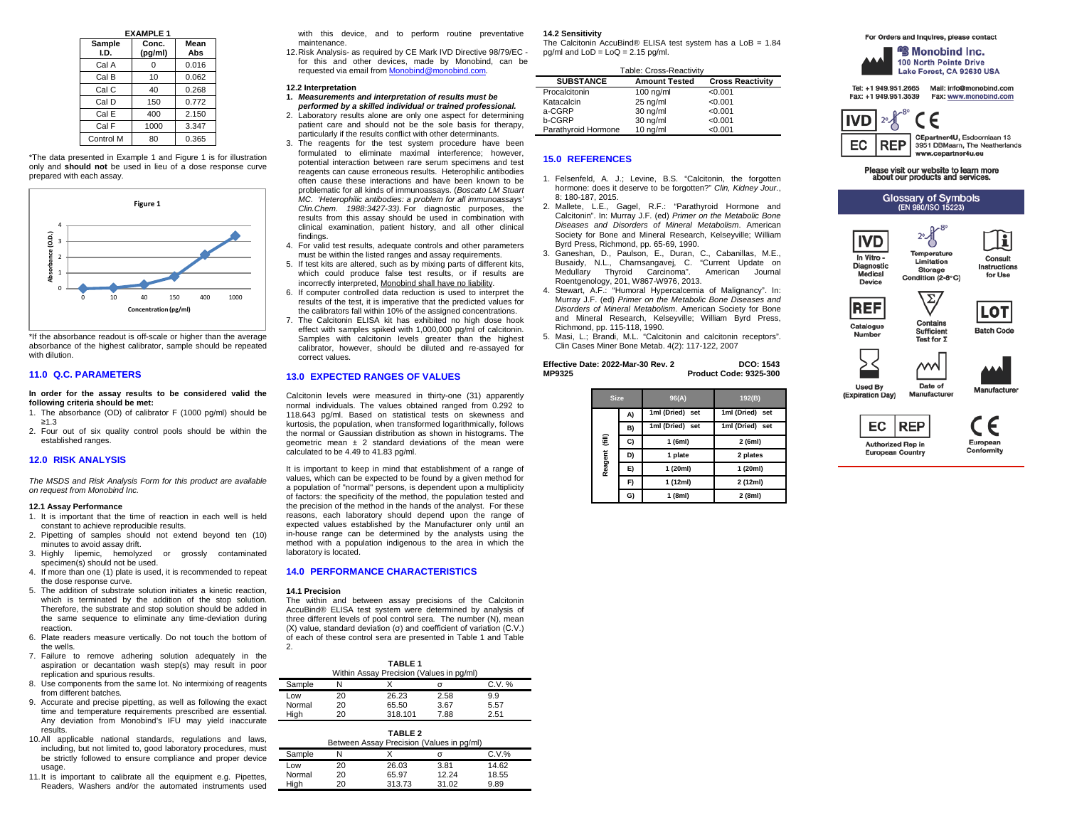**EXAMPLE 1**

| Sample I.D. | Conc. (pg/ml) | Mean Abs |
|---|---|---|
| Cal A | 0 | 0.016 |
| Cal B | 10 | 0.062 |
| Cal C | 40 | 0.268 |
| Cal D | 150 | 0.772 |
| Cal E | 400 | 2.150 |
| Cal F | 1000 | 3.347 |
| Control M | 80 | 0.365 |

*The data presented in Example 1 and Figure 1 is for illustration only and **should not** be used in lieu of a dose response curve prepared with each assay.

Figure 1

Absorbance (O.D.)

4
3
2
1
0

0 10 40 150 400 1000

Concentration (pg/ml)

*If the absorbance readout is off-scale or higher than the average absorbance of the highest calibrator, sample should be repeated with dilution.

## 11.0 Q.C. PARAMETERS

**In order for the assay results to be considered valid the following criteria should be met:**

1. The absorbance (OD) of calibrator F (1000 pg/ml) should be ≥1.3
2. Four out of six quality control pools should be within the established ranges.

## 12.0 RISK ANALYSIS

*The MSDS and Risk Analysis Form for this product are available on request from Monobind Inc.*

### 12.1 Assay Performance

1. It is important that the time of reaction in each well is held constant to achieve reproducible results.
2. Pipetting of samples should not extend beyond ten (10) minutes to avoid assay drift.
3. Highly lipemic, hemolyzed or grossly contaminated specimen(s) should not be used.
4. If more than one (1) plate is used, it is recommended to repeat the dose response curve.
5. The addition of substrate solution initiates a kinetic reaction, which is terminated by the addition of the stop solution. Therefore, the substrate and stop solution should be added in the same sequence to eliminate any time-deviation during reaction.
6. Plate readers measure vertically. Do not touch the bottom of the wells.
7. Failure to remove adhering solution adequately in the aspiration or decantation wash step(s) may result in poor replication and spurious results.
8. Use components from the same lot. No intermixing of reagents from different batches.
9. Accurate and precise pipetting, as well as following the exact time and temperature requirements prescribed are essential. Any deviation from Monobind's IFU may yield inaccurate results.
10. All applicable national standards, regulations and laws, including, but not limited to, good laboratory procedures, must be strictly followed to ensure compliance and proper device usage.
11. It is important to calibrate all the equipment e.g. Pipettes, Readers, Washers and/or the automated instruments used with this device, and to perform routine preventative maintenance.
12. Risk Analysis- as required by CE Mark IVD Directive 98/79/EC - for this and other devices, made by Monobind, can be requested via email from Monobind@monobind.com.

### 12.2 Interpretation

1. ***Measurements and interpretation of results must be performed by a skilled individual or trained professional.***
2. Laboratory results alone are only one aspect for determining patient care and should not be the sole basis for therapy, particularly if the results conflict with other determinants.
3. The reagents for the test system procedure have been formulated to eliminate maximal interference; however, potential interaction between rare serum specimens and test reagents can cause erroneous results. Heterophilic antibodies often cause these interactions and have been known to be problematic for all kinds of immunoassays. (*Boscato LM Stuart MC. 'Heterophilic antibodies: a problem for all immunoassays' Clin.Chem. 1988:3427-33*). For diagnostic purposes, the results from this assay should be used in combination with clinical examination, patient history, and all other clinical findings.
4. For valid test results, adequate controls and other parameters must be within the listed ranges and assay requirements.
5. If test kits are altered, such as by mixing parts of different kits, which could produce false test results, or if results are incorrectly interpreted, Monobind shall have no liability.
6. If computer controlled data reduction is used to interpret the results of the test, it is imperative that the predicted values for the calibrators fall within 10% of the assigned concentrations.
7. The Calcitonin ELISA kit has exhibited no high dose hook effect with samples spiked with 1,000,000 pg/ml of calcitonin. Samples with calcitonin levels greater than the highest calibrator, however, should be diluted and re-assayed for correct values.

## 13.0 EXPECTED RANGES OF VALUES

Calcitonin levels were measured in thirty-one (31) apparently normal individuals. The values obtained ranged from 0.292 to 118.643 pg/ml. Based on statistical tests on skewness and kurtosis, the population, when transformed logarithmically, follows the normal or Gaussian distribution as shown in histograms. The geometric mean ± 2 standard deviations of the mean were calculated to be 4.49 to 41.83 pg/ml.

It is important to keep in mind that establishment of a range of values, which can be expected to be found by a given method for a population of "normal" persons, is dependent upon a multiplicity of factors: the specificity of the method, the population tested and the precision of the method in the hands of the analyst. For these reasons, each laboratory should depend upon the range of expected values established by the Manufacturer only until an in-house range can be determined by the analysts using the method with a population indigenous to the area in which the laboratory is located.

## 14.0 PERFORMANCE CHARACTERISTICS

### 14.1 Precision

The within and between assay precisions of the Calcitonin AccuBind® ELISA test system were determined by analysis of three different levels of pool control sera. The number (N), mean (X) value, standard deviation (σ) and coefficient of variation (C.V.) of each of these control sera are presented in Table 1 and Table 2.

**TABLE 1**
Within Assay Precision (Values in pg/ml)

| Sample | N | X | σ | C.V. % |
|---|---|---|---|---|
| Low | 20 | 26.23 | 2.58 | 9.9 |
| Normal | 20 | 65.50 | 3.67 | 5.57 |
| High | 20 | 318.101 | 7.88 | 2.51 |

**TABLE 2**
Between Assay Precision (Values in pg/ml)

| Sample | N | X | σ | C.V.% |
|---|---|---|---|---|
| Low | 20 | 26.03 | 3.81 | 14.62 |
| Normal | 20 | 65.97 | 12.24 | 18.55 |
| High | 20 | 313.73 | 31.02 | 9.89 |

### 14.2 Sensitivity

The Calcitonin AccuBind® ELISA test system has a LoB = 1.84 pg/ml and LoD = LoQ = 2.15 pg/ml.

Table: Cross-Reactivity

| SUBSTANCE | Amount Tested | Cross Reactivity |
|---|---|---|
| Procalcitonin | 100 ng/ml | <0.001 |
| Katacalcin | 25 ng/ml | <0.001 |
| a-CGRP | 30 ng/ml | <0.001 |
| b-CGRP | 30 ng/ml | <0.001 |
| Parathyroid Hormone | 10 ng/ml | <0.001 |

## 15.0 REFERENCES

1. Felsenfeld, A. J.; Levine, B.S. "Calcitonin, the forgotten hormone: does it deserve to be forgotten?" *Clin, Kidney Jour.*, 8: 180-187, 2015.
2. Mallete, L.E., Gagel, R.F.: "Parathyroid Hormone and Calcitonin". In: Murray J.F. (ed) *Primer on the Metabolic Bone Diseases and Disorders of Mineral Metabolism*. American Society for Bone and Mineral Research, Kelseyville; William Byrd Press, Richmond, pp. 65-69, 1990.
3. Ganeshan, D., Paulson, E., Duran, C., Cabanillas, M.E., Busaidy, N.L., Charnsangavej, C. "Current Update on Medullary Thyroid Carcinoma". American Journal Roentgenology, 201, W867-W976, 2013.
4. Stewart, A.F.: "Humoral Hypercalcemia of Malignancy". In: Murray J.F. (ed) *Primer on the Metabolic Bone Diseases and Disorders of Mineral Metabolism*. American Society for Bone and Mineral Research, Kelseyville; William Byrd Press, Richmond, pp. 115-118, 1990.
5. Masi, L.; Brandi, M.L. "Calcitonin and calcitonin receptors". Clin Cases Miner Bone Metab. 4(2): 117-122, 2007

**Effective Date: 2022-Mar-30 Rev. 2** **DCO: 1543**
**MP9325** **Product Code: 9325-300**

| Size | | 96(A) | 192(B) |
|---|---|---|---|
| Reagent (fill) | A) | 1ml (Dried) set | 1ml (Dried) set |
| | B) | 1ml (Dried) set | 1ml (Dried) set |
| | C) | 1 (6ml) | 2 (6ml) |
| | D) | 1 plate | 2 plates |
| | E) | 1 (20ml) | 1 (20ml) |
| | F) | 1 (12ml) | 2 (12ml) |
| | G) | 1 (8ml) | 2 (8ml) |

For Orders and Inquires, please contact

**Monobind Inc.**
100 North Pointe Drive
Lake Forest, CA 92630 USA

Tel: +1 949.951.2665 Mail: info@monobind.com
Fax: +1 949.951.3539 Fax: www.monobind.com

IVD 2°-8° CE

EC REP CEpartner4U, Esdoornlaan 13 3951 DBMaarn, The Neatherlands www.cepartner4u.eu

Please visit our website to learn more about our products and services.

**Glossary of Symbols**
(EN 980/ISO 15223)

IVD — In Vitro - Diagnostic Medical Device
Temperature Limitation Storage Condition (2-8°C)
Consult Instructions for Use
REF — Catalogue Number
Σ — Contains Sufficient Test for Σ
LOT — Batch Code
Used By (Expiration Day)
Date of Manufacturer
Manufacturer
EC REP — Authorized Rep in European Country
CE — European Conformity